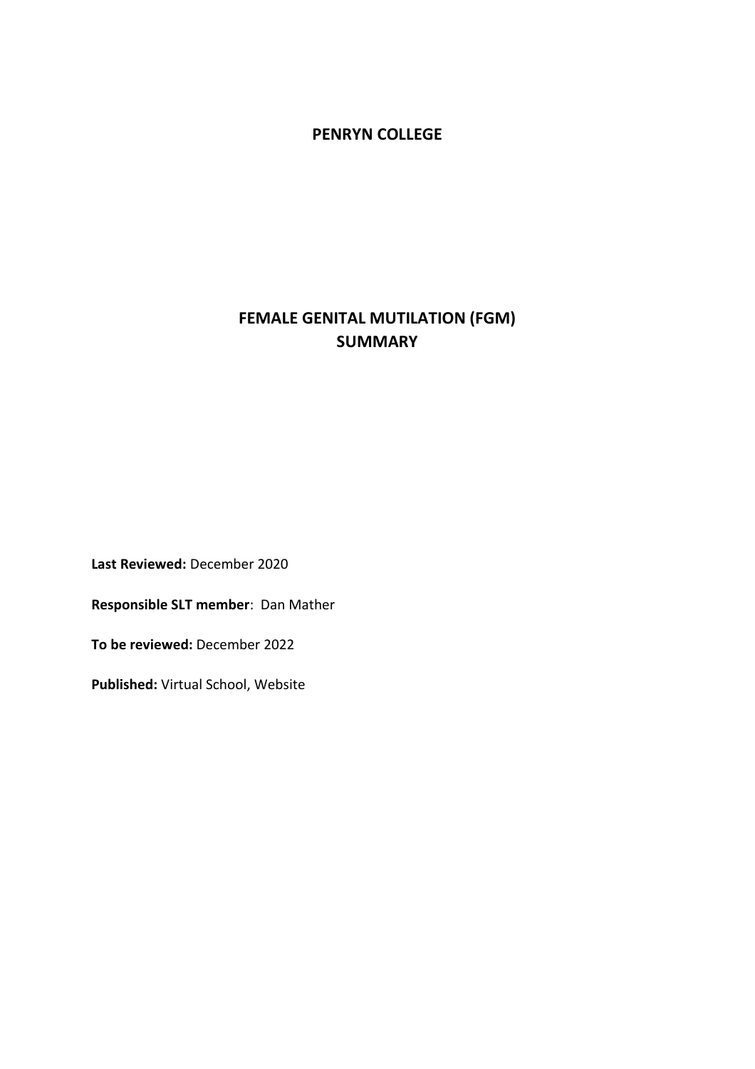# PENRYN COLLEGE

# FEMALE GENITAL MUTILATION (FGM) SUMMARY

**Last Reviewed:** December 2020

**Responsible SLT member**: Dan Mather

**To be reviewed:** December 2022

**Published:** Virtual School, Website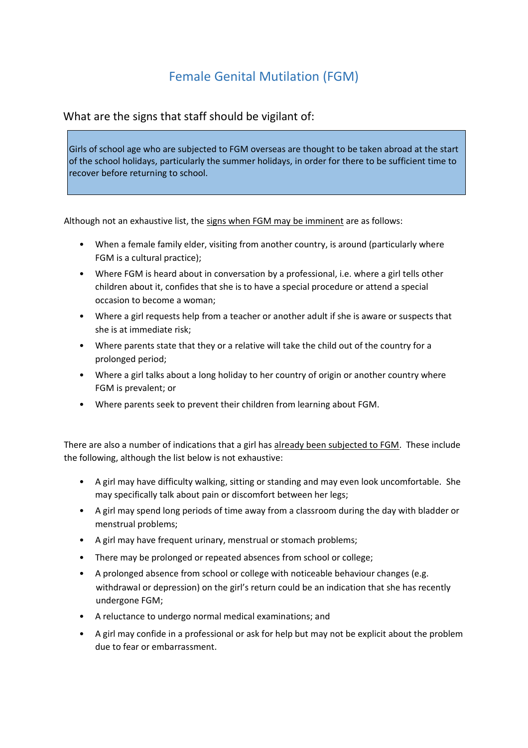# Female Genital Mutilation (FGM)

## What are the signs that staff should be vigilant of:

> Girls of school age who are subjected to FGM overseas are thought to be taken abroad at the start of the school holidays, particularly the summer holidays, in order for there to be sufficient time to recover before returning to school.

Although not an exhaustive list, the <u>signs when FGM may be imminent</u> are as follows:

- When a female family elder, visiting from another country, is around (particularly where FGM is a cultural practice);
- Where FGM is heard about in conversation by a professional, i.e. where a girl tells other children about it, confides that she is to have a special procedure or attend a special occasion to become a woman;
- Where a girl requests help from a teacher or another adult if she is aware or suspects that she is at immediate risk;
- Where parents state that they or a relative will take the child out of the country for a prolonged period;
- Where a girl talks about a long holiday to her country of origin or another country where FGM is prevalent; or
- Where parents seek to prevent their children from learning about FGM.

There are also a number of indications that a girl has <u>already been subjected to FGM</u>. These include the following, although the list below is not exhaustive:

- A girl may have difficulty walking, sitting or standing and may even look uncomfortable. She may specifically talk about pain or discomfort between her legs;
- A girl may spend long periods of time away from a classroom during the day with bladder or menstrual problems;
- A girl may have frequent urinary, menstrual or stomach problems;
- There may be prolonged or repeated absences from school or college;
- A prolonged absence from school or college with noticeable behaviour changes (e.g. withdrawal or depression) on the girl's return could be an indication that she has recently undergone FGM;
- A reluctance to undergo normal medical examinations; and
- A girl may confide in a professional or ask for help but may not be explicit about the problem due to fear or embarrassment.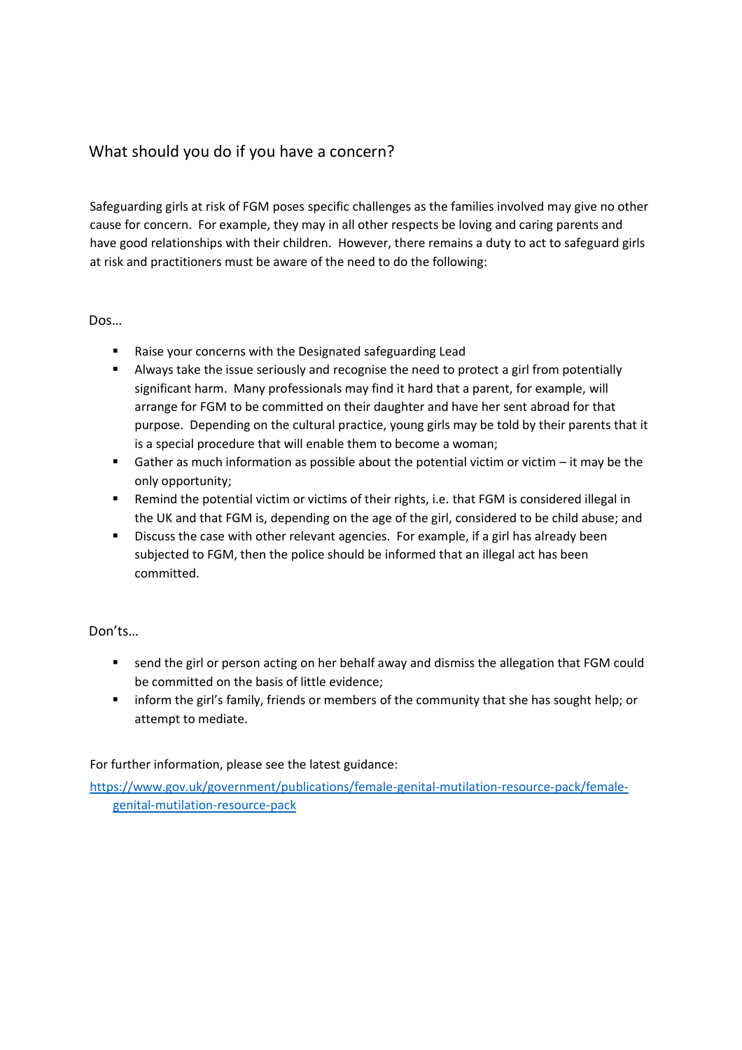## What should you do if you have a concern?

Safeguarding girls at risk of FGM poses specific challenges as the families involved may give no other cause for concern. For example, they may in all other respects be loving and caring parents and have good relationships with their children. However, there remains a duty to act to safeguard girls at risk and practitioners must be aware of the need to do the following:

Dos…

- Raise your concerns with the Designated safeguarding Lead
- Always take the issue seriously and recognise the need to protect a girl from potentially significant harm. Many professionals may find it hard that a parent, for example, will arrange for FGM to be committed on their daughter and have her sent abroad for that purpose. Depending on the cultural practice, young girls may be told by their parents that it is a special procedure that will enable them to become a woman;
- Gather as much information as possible about the potential victim or victim – it may be the only opportunity;
- Remind the potential victim or victims of their rights, i.e. that FGM is considered illegal in the UK and that FGM is, depending on the age of the girl, considered to be child abuse; and
- Discuss the case with other relevant agencies. For example, if a girl has already been subjected to FGM, then the police should be informed that an illegal act has been committed.

Don'ts…

- send the girl or person acting on her behalf away and dismiss the allegation that FGM could be committed on the basis of little evidence;
- inform the girl's family, friends or members of the community that she has sought help; or attempt to mediate.

For further information, please see the latest guidance:

https://www.gov.uk/government/publications/female-genital-mutilation-resource-pack/female-genital-mutilation-resource-pack